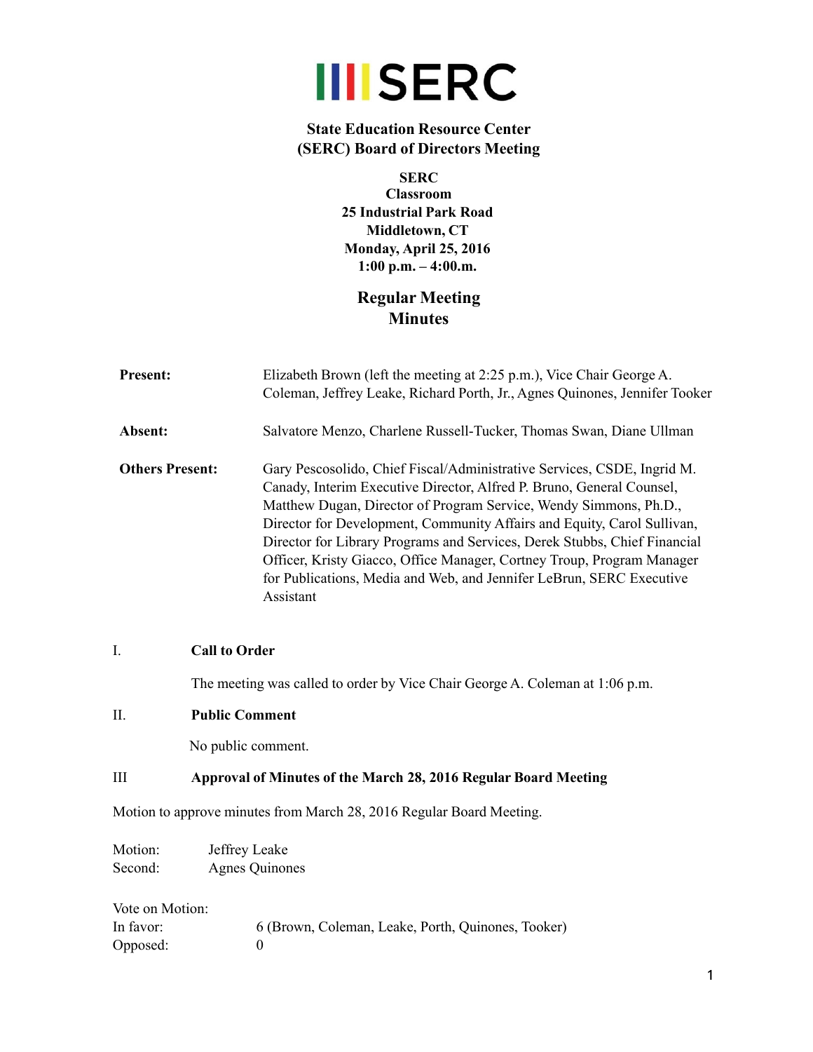# SERC

**State Education Resource Center**
**(SERC) Board of Directors Meeting**

**SERC**
**Classroom**
**25 Industrial Park Road**
**Middletown, CT**
**Monday, April 25, 2016**
**1:00 p.m. – 4:00.m.**

## Regular Meeting
## Minutes

| | |
|---|---|
| **Present:** | Elizabeth Brown (left the meeting at 2:25 p.m.), Vice Chair George A. Coleman, Jeffrey Leake, Richard Porth, Jr., Agnes Quinones, Jennifer Tooker |
| **Absent:** | Salvatore Menzo, Charlene Russell-Tucker, Thomas Swan, Diane Ullman |
| **Others Present:** | Gary Pescosolido, Chief Fiscal/Administrative Services, CSDE, Ingrid M. Canady, Interim Executive Director, Alfred P. Bruno, General Counsel, Matthew Dugan, Director of Program Service, Wendy Simmons, Ph.D., Director for Development, Community Affairs and Equity, Carol Sullivan, Director for Library Programs and Services, Derek Stubbs, Chief Financial Officer, Kristy Giacco, Office Manager, Cortney Troup, Program Manager for Publications, Media and Web, and Jennifer LeBrun, SERC Executive Assistant |

I. **Call to Order**

The meeting was called to order by Vice Chair George A. Coleman at 1:06 p.m.

II. **Public Comment**

No public comment.

III **Approval of Minutes of the March 28, 2016 Regular Board Meeting**

Motion to approve minutes from March 28, 2016 Regular Board Meeting.

Motion: Jeffrey Leake
Second: Agnes Quinones

Vote on Motion:
In favor: 6 (Brown, Coleman, Leake, Porth, Quinones, Tooker)
Opposed: 0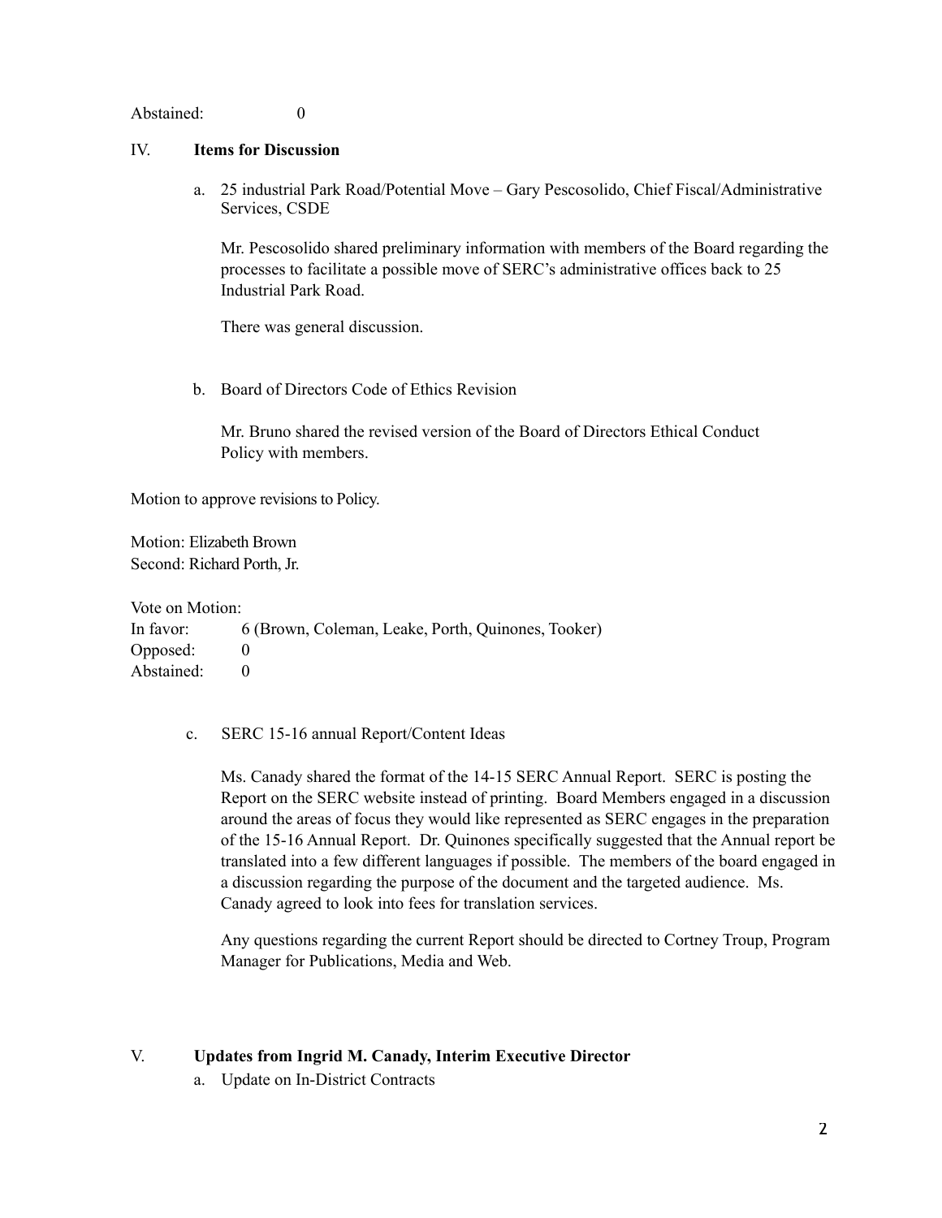Abstained: 0

## IV. Items for Discussion

a. 25 industrial Park Road/Potential Move – Gary Pescosolido, Chief Fiscal/Administrative Services, CSDE

Mr. Pescosolido shared preliminary information with members of the Board regarding the processes to facilitate a possible move of SERC's administrative offices back to 25 Industrial Park Road.

There was general discussion.

b. Board of Directors Code of Ethics Revision

Mr. Bruno shared the revised version of the Board of Directors Ethical Conduct Policy with members.

Motion to approve revisions to Policy.

Motion: Elizabeth Brown
Second: Richard Porth, Jr.

Vote on Motion:
In favor: 6 (Brown, Coleman, Leake, Porth, Quinones, Tooker)
Opposed: 0
Abstained: 0

c. SERC 15-16 annual Report/Content Ideas

Ms. Canady shared the format of the 14-15 SERC Annual Report. SERC is posting the Report on the SERC website instead of printing. Board Members engaged in a discussion around the areas of focus they would like represented as SERC engages in the preparation of the 15-16 Annual Report. Dr. Quinones specifically suggested that the Annual report be translated into a few different languages if possible. The members of the board engaged in a discussion regarding the purpose of the document and the targeted audience. Ms. Canady agreed to look into fees for translation services.

Any questions regarding the current Report should be directed to Cortney Troup, Program Manager for Publications, Media and Web.

## V. Updates from Ingrid M. Canady, Interim Executive Director

a. Update on In-District Contracts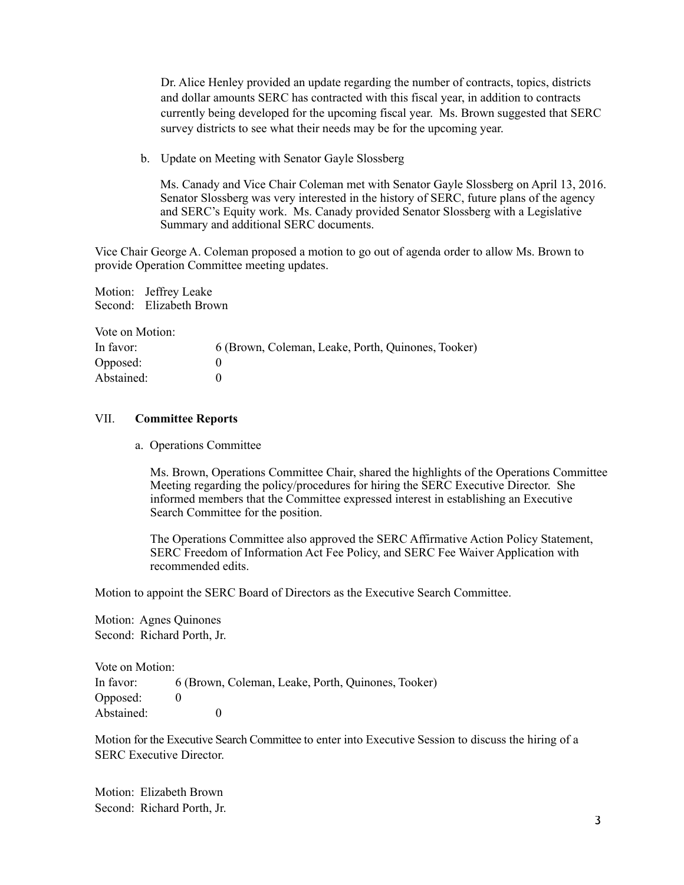Dr. Alice Henley provided an update regarding the number of contracts, topics, districts and dollar amounts SERC has contracted with this fiscal year, in addition to contracts currently being developed for the upcoming fiscal year. Ms. Brown suggested that SERC survey districts to see what their needs may be for the upcoming year.

b. Update on Meeting with Senator Gayle Slossberg

Ms. Canady and Vice Chair Coleman met with Senator Gayle Slossberg on April 13, 2016. Senator Slossberg was very interested in the history of SERC, future plans of the agency and SERC's Equity work. Ms. Canady provided Senator Slossberg with a Legislative Summary and additional SERC documents.

Vice Chair George A. Coleman proposed a motion to go out of agenda order to allow Ms. Brown to provide Operation Committee meeting updates.

Motion: Jeffrey Leake
Second: Elizabeth Brown

Vote on Motion:
In favor: 6 (Brown, Coleman, Leake, Porth, Quinones, Tooker)
Opposed: 0
Abstained: 0

## VII. **Committee Reports**

a. Operations Committee

Ms. Brown, Operations Committee Chair, shared the highlights of the Operations Committee Meeting regarding the policy/procedures for hiring the SERC Executive Director. She informed members that the Committee expressed interest in establishing an Executive Search Committee for the position.

The Operations Committee also approved the SERC Affirmative Action Policy Statement, SERC Freedom of Information Act Fee Policy, and SERC Fee Waiver Application with recommended edits.

Motion to appoint the SERC Board of Directors as the Executive Search Committee.

Motion: Agnes Quinones
Second: Richard Porth, Jr.

Vote on Motion:
In favor: 6 (Brown, Coleman, Leake, Porth, Quinones, Tooker)
Opposed: 0
Abstained: 0

Motion for the Executive Search Committee to enter into Executive Session to discuss the hiring of a SERC Executive Director.

Motion: Elizabeth Brown
Second: Richard Porth, Jr.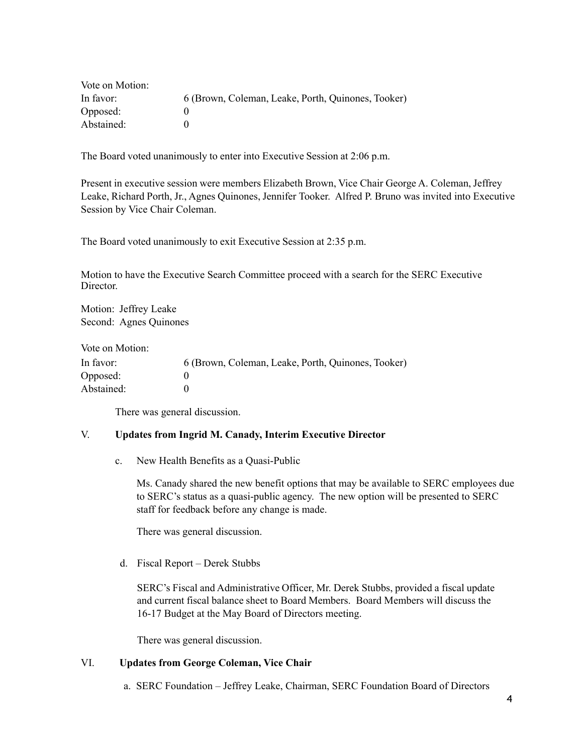Vote on Motion:

| | |
|---|---|
| In favor: | 6 (Brown, Coleman, Leake, Porth, Quinones, Tooker) |
| Opposed: | 0 |
| Abstained: | 0 |

The Board voted unanimously to enter into Executive Session at 2:06 p.m.

Present in executive session were members Elizabeth Brown, Vice Chair George A. Coleman, Jeffrey Leake, Richard Porth, Jr., Agnes Quinones, Jennifer Tooker. Alfred P. Bruno was invited into Executive Session by Vice Chair Coleman.

The Board voted unanimously to exit Executive Session at 2:35 p.m.

Motion to have the Executive Search Committee proceed with a search for the SERC Executive Director.

Motion: Jeffrey Leake
Second: Agnes Quinones

Vote on Motion:

| | |
|---|---|
| In favor: | 6 (Brown, Coleman, Leake, Porth, Quinones, Tooker) |
| Opposed: | 0 |
| Abstained: | 0 |

There was general discussion.

## V. Updates from Ingrid M. Canady, Interim Executive Director

c. New Health Benefits as a Quasi-Public

Ms. Canady shared the new benefit options that may be available to SERC employees due to SERC's status as a quasi-public agency. The new option will be presented to SERC staff for feedback before any change is made.

There was general discussion.

d. Fiscal Report – Derek Stubbs

SERC's Fiscal and Administrative Officer, Mr. Derek Stubbs, provided a fiscal update and current fiscal balance sheet to Board Members. Board Members will discuss the 16-17 Budget at the May Board of Directors meeting.

There was general discussion.

## VI. Updates from George Coleman, Vice Chair

a. SERC Foundation – Jeffrey Leake, Chairman, SERC Foundation Board of Directors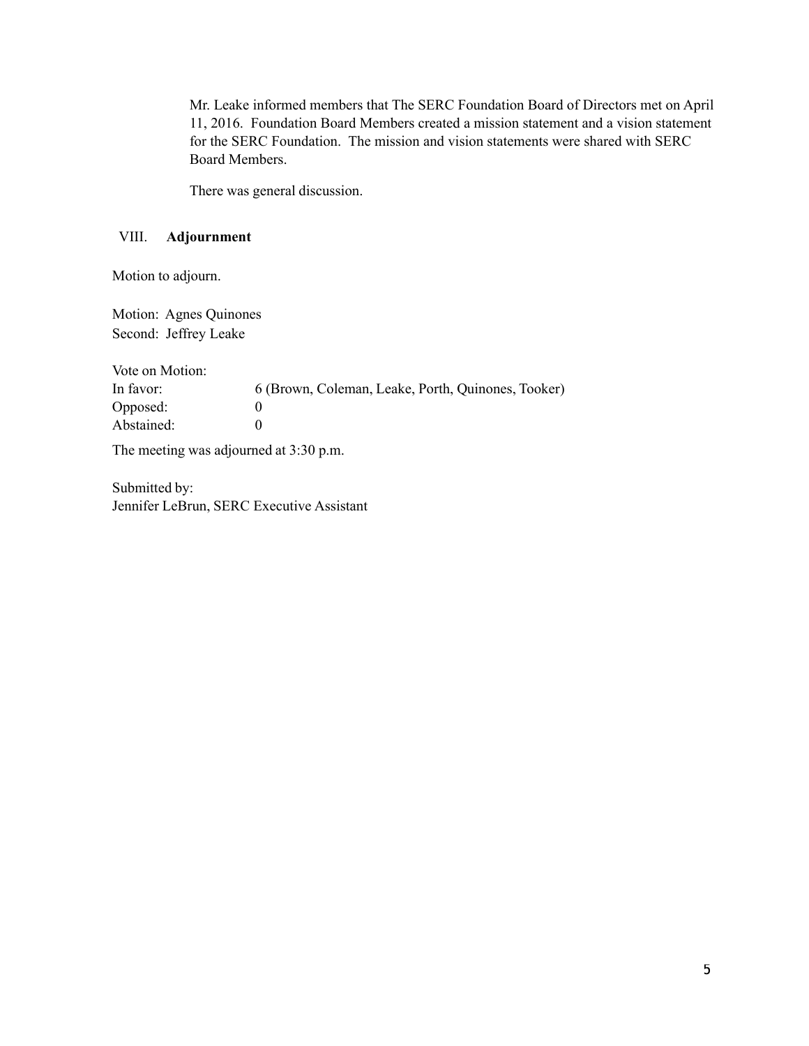Mr. Leake informed members that The SERC Foundation Board of Directors met on April 11, 2016. Foundation Board Members created a mission statement and a vision statement for the SERC Foundation. The mission and vision statements were shared with SERC Board Members.

There was general discussion.

## VIII. Adjournment

Motion to adjourn.

Motion: Agnes Quinones  
Second: Jeffrey Leake

Vote on Motion:

| | |
|---|---|
| In favor: | 6 (Brown, Coleman, Leake, Porth, Quinones, Tooker) |
| Opposed: | 0 |
| Abstained: | 0 |

The meeting was adjourned at 3:30 p.m.

Submitted by:  
Jennifer LeBrun, SERC Executive Assistant